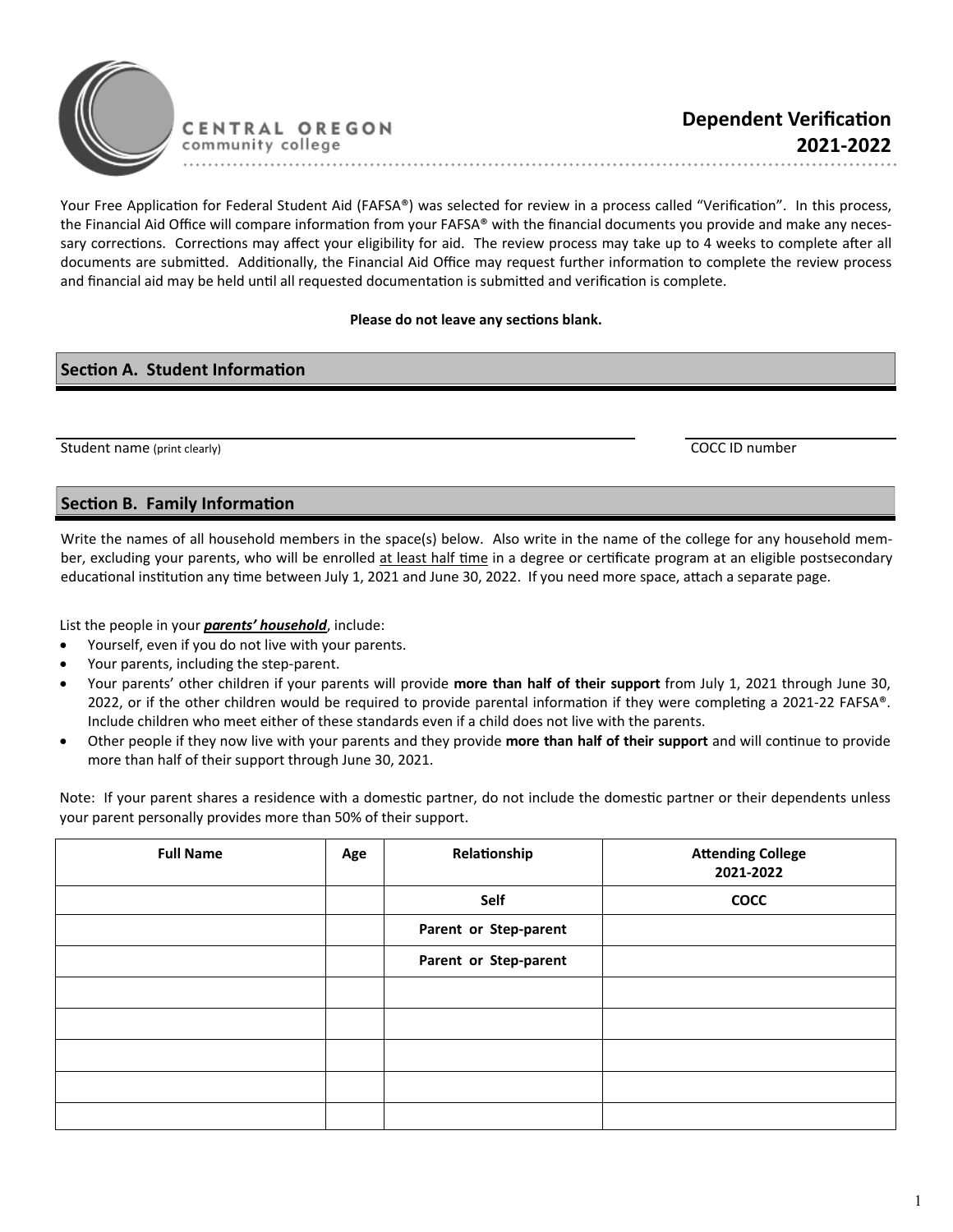CENTRAL OREGON
community college

# Dependent Verification 2021-2022

Your Free Application for Federal Student Aid (FAFSA®) was selected for review in a process called "Verification". In this process, the Financial Aid Office will compare information from your FAFSA® with the financial documents you provide and make any necessary corrections. Corrections may affect your eligibility for aid. The review process may take up to 4 weeks to complete after all documents are submitted. Additionally, the Financial Aid Office may request further information to complete the review process and financial aid may be held until all requested documentation is submitted and verification is complete.

**Please do not leave any sections blank.**

## Section A. Student Information

Student name (print clearly) ____________________________ COCC ID number ______________

## Section B. Family Information

Write the names of all household members in the space(s) below. Also write in the name of the college for any household member, excluding your parents, who will be enrolled at least half time in a degree or certificate program at an eligible postsecondary educational institution any time between July 1, 2021 and June 30, 2022. If you need more space, attach a separate page.

List the people in your ***parents' household***, include:

- Yourself, even if you do not live with your parents.
- Your parents, including the step-parent.
- Your parents' other children if your parents will provide **more than half of their support** from July 1, 2021 through June 30, 2022, or if the other children would be required to provide parental information if they were completing a 2021-22 FAFSA®. Include children who meet either of these standards even if a child does not live with the parents.
- Other people if they now live with your parents and they provide **more than half of their support** and will continue to provide more than half of their support through June 30, 2021.

Note: If your parent shares a residence with a domestic partner, do not include the domestic partner or their dependents unless your parent personally provides more than 50% of their support.

| Full Name | Age | Relationship | Attending College 2021-2022 |
|---|---|---|---|
| | | Self | COCC |
| | | Parent or Step-parent | |
| | | Parent or Step-parent | |
| | | | |
| | | | |
| | | | |
| | | | |
| | | | |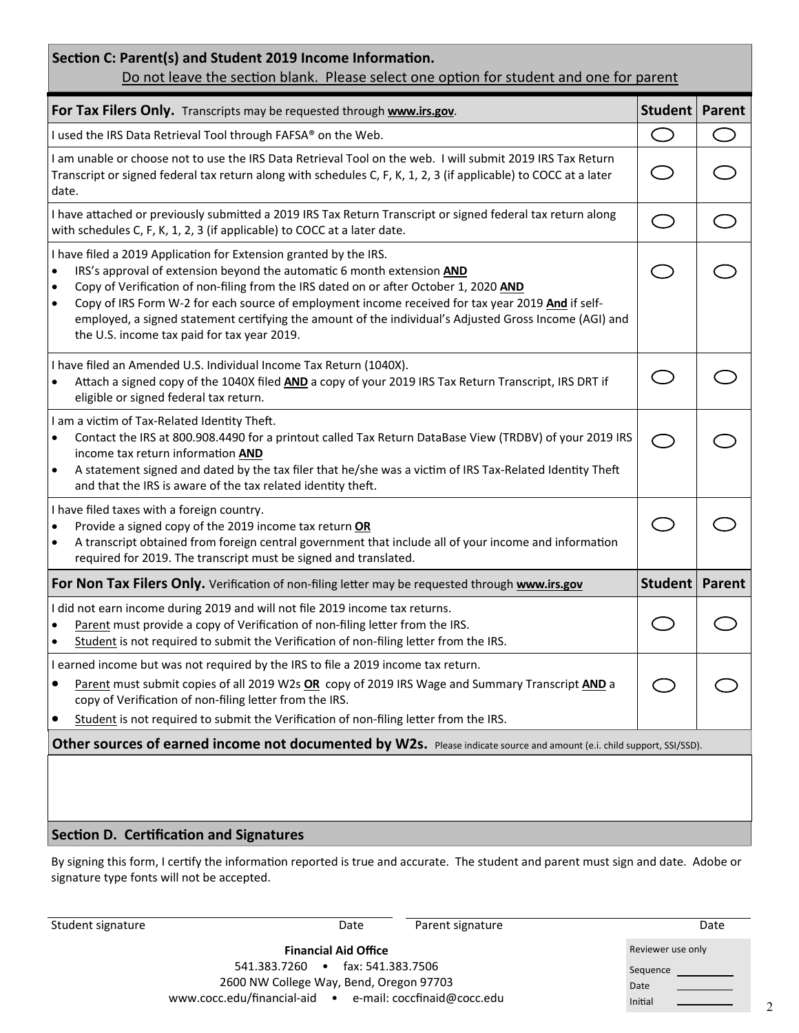## Section C: Parent(s) and Student 2019 Income Information.

Do not leave the section blank. Please select one option for student and one for parent

| **For Tax Filers Only.** Transcripts may be requested through **www.irs.gov**. | **Student** | **Parent** |
|---|---|---|
| I used the IRS Data Retrieval Tool through FAFSA® on the Web. | ◯ | ◯ |
| I am unable or choose not to use the IRS Data Retrieval Tool on the web. I will submit 2019 IRS Tax Return Transcript or signed federal tax return along with schedules C, F, K, 1, 2, 3 (if applicable) to COCC at a later date. | ◯ | ◯ |
| I have attached or previously submitted a 2019 IRS Tax Return Transcript or signed federal tax return along with schedules C, F, K, 1, 2, 3 (if applicable) to COCC at a later date. | ◯ | ◯ |
| I have filed a 2019 Application for Extension granted by the IRS.<br>• IRS's approval of extension beyond the automatic 6 month extension **AND**<br>• Copy of Verification of non-filing from the IRS dated on or after October 1, 2020 **AND**<br>• Copy of IRS Form W-2 for each source of employment income received for tax year 2019 **And** if self-employed, a signed statement certifying the amount of the individual's Adjusted Gross Income (AGI) and the U.S. income tax paid for tax year 2019. | ◯ | ◯ |
| I have filed an Amended U.S. Individual Income Tax Return (1040X).<br>• Attach a signed copy of the 1040X filed **AND** a copy of your 2019 IRS Tax Return Transcript, IRS DRT if eligible or signed federal tax return. | ◯ | ◯ |
| I am a victim of Tax-Related Identity Theft.<br>• Contact the IRS at 800.908.4490 for a printout called Tax Return DataBase View (TRDBV) of your 2019 IRS income tax return information **AND**<br>• A statement signed and dated by the tax filer that he/she was a victim of IRS Tax-Related Identity Theft and that the IRS is aware of the tax related identity theft. | ◯ | ◯ |
| I have filed taxes with a foreign country.<br>• Provide a signed copy of the 2019 income tax return **OR**<br>• A transcript obtained from foreign central government that include all of your income and information required for 2019. The transcript must be signed and translated. | ◯ | ◯ |
| **For Non Tax Filers Only.** Verification of non-filing letter may be requested through **www.irs.gov** | **Student** | **Parent** |
| I did not earn income during 2019 and will not file 2019 income tax returns.<br>• Parent must provide a copy of Verification of non-filing letter from the IRS.<br>• Student is not required to submit the Verification of non-filing letter from the IRS. | ◯ | ◯ |
| I earned income but was not required by the IRS to file a 2019 income tax return.<br>• Parent must submit copies of all 2019 W2s **OR** copy of 2019 IRS Wage and Summary Transcript **AND** a copy of Verification of non-filing letter from the IRS.<br>• Student is not required to submit the Verification of non-filing letter from the IRS. | ◯ | ◯ |

**Other sources of earned income not documented by W2s.** Please indicate source and amount (e.i. child support, SSI/SSD).

## Section D. Certification and Signatures

By signing this form, I certify the information reported is true and accurate. The student and parent must sign and date. Adobe or signature type fonts will not be accepted.

Student signature ____________________ Date ________ Parent signature ____________________ Date ________

**Financial Aid Office**
541.383.7260 • fax: 541.383.7506
2600 NW College Way, Bend, Oregon 97703
www.cocc.edu/financial-aid • e-mail: coccfinaid@cocc.edu

Reviewer use only
Sequence ________
Date ________
Initial ________